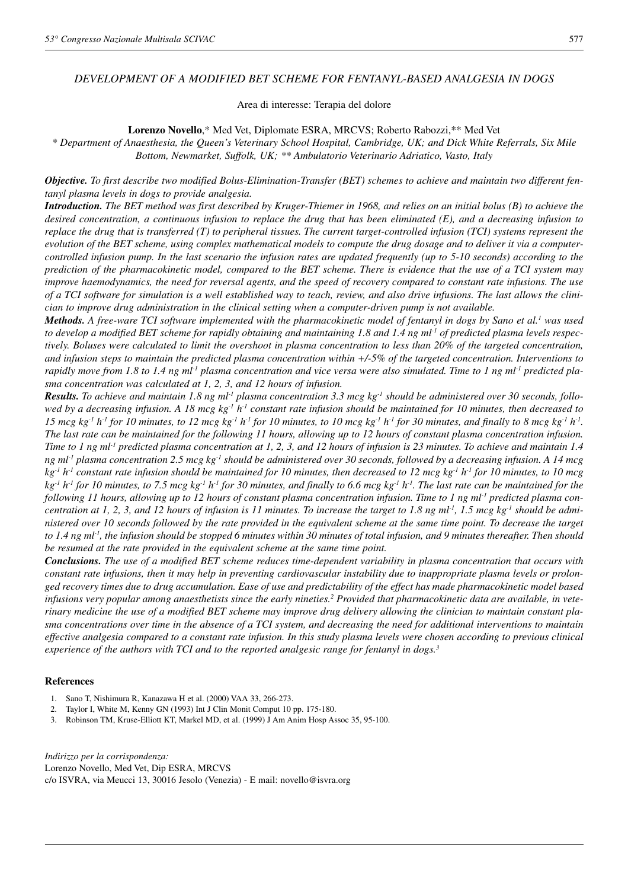## DEVELOPMENT OF A MODIFIED BET SCHEME FOR FENTANYL-BASED ANALGESIA IN DOGS

Area di interesse: Terapia del dolore

**Lorenzo Novello**,* Med Vet, Diplomate ESRA, MRCVS; Roberto Rabozzi,** Med Vet

*\* Department of Anaesthesia, the Queen's Veterinary School Hospital, Cambridge, UK; and Dick White Referrals, Six Mile Bottom, Newmarket, Suffolk, UK; \*\* Ambulatorio Veterinario Adriatico, Vasto, Italy*

***Objective.*** *To first describe two modified Bolus-Elimination-Transfer (BET) schemes to achieve and maintain two different fentanyl plasma levels in dogs to provide analgesia.*

***Introduction.*** *The BET method was first described by Kruger-Thiemer in 1968, and relies on an initial bolus (B) to achieve the desired concentration, a continuous infusion to replace the drug that has been eliminated (E), and a decreasing infusion to replace the drug that is transferred (T) to peripheral tissues. The current target-controlled infusion (TCI) systems represent the evolution of the BET scheme, using complex mathematical models to compute the drug dosage and to deliver it via a computer-controlled infusion pump. In the last scenario the infusion rates are updated frequently (up to 5-10 seconds) according to the prediction of the pharmacokinetic model, compared to the BET scheme. There is evidence that the use of a TCI system may improve haemodynamics, the need for reversal agents, and the speed of recovery compared to constant rate infusions. The use of a TCI software for simulation is a well established way to teach, review, and also drive infusions. The last allows the clinician to improve drug administration in the clinical setting when a computer-driven pump is not available.*

***Methods.*** *A free-ware TCI software implemented with the pharmacokinetic model of fentanyl in dogs by Sano et al.[1] was used to develop a modified BET scheme for rapidly obtaining and maintaining 1.8 and 1.4 ng ml$^{-1}$ of predicted plasma levels respectively. Boluses were calculated to limit the overshoot in plasma concentration to less than 20% of the targeted concentration, and infusion steps to maintain the predicted plasma concentration within +/-5% of the targeted concentration. Interventions to rapidly move from 1.8 to 1.4 ng ml$^{-1}$ plasma concentration and vice versa were also simulated. Time to 1 ng ml$^{-1}$ predicted plasma concentration was calculated at 1, 2, 3, and 12 hours of infusion.*

***Results.*** *To achieve and maintain 1.8 ng ml$^{-1}$ plasma concentration 3.3 mcg kg$^{-1}$ should be administered over 30 seconds, followed by a decreasing infusion. A 18 mcg kg$^{-1}$ h$^{-1}$ constant rate infusion should be maintained for 10 minutes, then decreased to 15 mcg kg$^{-1}$ h$^{-1}$ for 10 minutes, to 12 mcg kg$^{-1}$ h$^{-1}$ for 10 minutes, to 10 mcg kg$^{-1}$ h$^{-1}$ for 30 minutes, and finally to 8 mcg kg$^{-1}$ h$^{-1}$. The last rate can be maintained for the following 11 hours, allowing up to 12 hours of constant plasma concentration infusion. Time to 1 ng ml$^{-1}$ predicted plasma concentration at 1, 2, 3, and 12 hours of infusion is 23 minutes. To achieve and maintain 1.4 ng ml$^{-1}$ plasma concentration 2.5 mcg kg$^{-1}$ should be administered over 30 seconds, followed by a decreasing infusion. A 14 mcg kg$^{-1}$ h$^{-1}$ constant rate infusion should be maintained for 10 minutes, then decreased to 12 mcg kg$^{-1}$ h$^{-1}$ for 10 minutes, to 10 mcg kg$^{-1}$ h$^{-1}$ for 10 minutes, to 7.5 mcg kg$^{-1}$ h$^{-1}$ for 30 minutes, and finally to 6.6 mcg kg$^{-1}$ h$^{-1}$. The last rate can be maintained for the following 11 hours, allowing up to 12 hours of constant plasma concentration infusion. Time to 1 ng ml$^{-1}$ predicted plasma concentration at 1, 2, 3, and 12 hours of infusion is 11 minutes. To increase the target to 1.8 ng ml$^{-1}$, 1.5 mcg kg$^{-1}$ should be administered over 10 seconds followed by the rate provided in the equivalent scheme at the same time point. To decrease the target to 1.4 ng ml$^{-1}$, the infusion should be stopped 6 minutes within 30 minutes of total infusion, and 9 minutes thereafter. Then should be resumed at the rate provided in the equivalent scheme at the same time point.*

***Conclusions.*** *The use of a modified BET scheme reduces time-dependent variability in plasma concentration that occurs with constant rate infusions, then it may help in preventing cardiovascular instability due to inappropriate plasma levels or prolonged recovery times due to drug accumulation. Ease of use and predictability of the effect has made pharmacokinetic model based infusions very popular among anaesthetists since the early nineties.[2] Provided that pharmacokinetic data are available, in veterinary medicine the use of a modified BET scheme may improve drug delivery allowing the clinician to maintain constant plasma concentrations over time in the absence of a TCI system, and decreasing the need for additional interventions to maintain effective analgesia compared to a constant rate infusion. In this study plasma levels were chosen according to previous clinical experience of the authors with TCI and to the reported analgesic range for fentanyl in dogs.[3]*

### References

1. Sano T, Nishimura R, Kanazawa H et al. (2000) VAA 33, 266-273.
2. Taylor I, White M, Kenny GN (1993) Int J Clin Monit Comput 10 pp. 175-180.
3. Robinson TM, Kruse-Elliott KT, Markel MD, et al. (1999) J Am Anim Hosp Assoc 35, 95-100.

*Indirizzo per la corrispondenza:*
Lorenzo Novello, Med Vet, Dip ESRA, MRCVS
c/o ISVRA, via Meucci 13, 30016 Jesolo (Venezia) - E mail: novello@isvra.org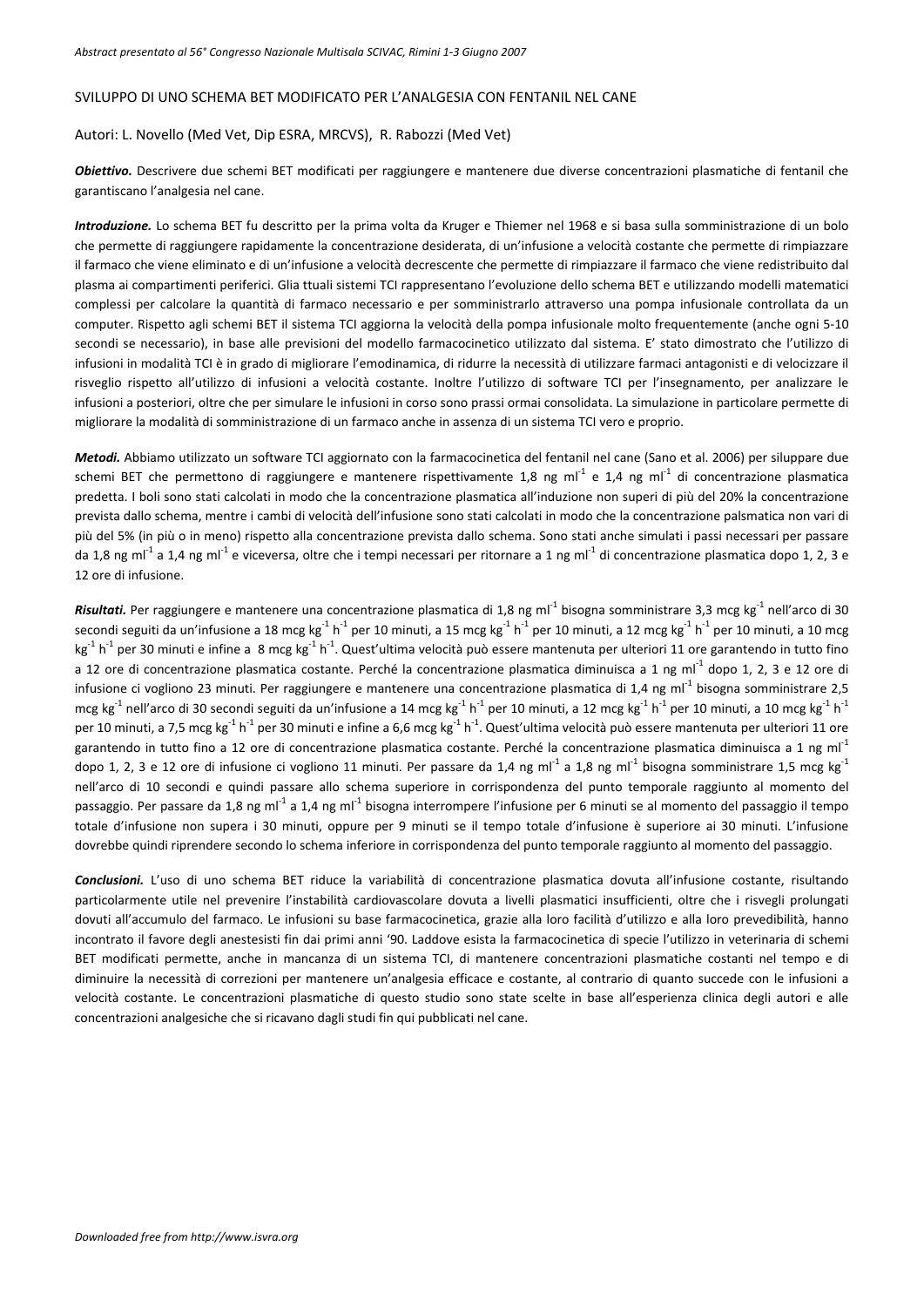*Abstract presentato al 56° Congresso Nazionale Multisala SCIVAC, Rimini 1-3 Giugno 2007*

SVILUPPO DI UNO SCHEMA BET MODIFICATO PER L'ANALGESIA CON FENTANIL NEL CANE

Autori: L. Novello (Med Vet, Dip ESRA, MRCVS), R. Rabozzi (Med Vet)

***Obiettivo.*** Descrivere due schemi BET modificati per raggiungere e mantenere due diverse concentrazioni plasmatiche di fentanil che garantiscano l'analgesia nel cane.

***Introduzione.*** Lo schema BET fu descritto per la prima volta da Kruger e Thiemer nel 1968 e si basa sulla somministrazione di un bolo che permette di raggiungere rapidamente la concentrazione desiderata, di un'infusione a velocità costante che permette di rimpiazzare il farmaco che viene eliminato e di un'infusione a velocità decrescente che permette di rimpiazzare il farmaco che viene redistribuito dal plasma ai compartimenti periferici. Glia ttuali sistemi TCI rappresentano l'evoluzione dello schema BET e utilizzando modelli matematici complessi per calcolare la quantità di farmaco necessario e per somministrarlo attraverso una pompa infusionale controllata da un computer. Rispetto agli schemi BET il sistema TCI aggiorna la velocità della pompa infusionale molto frequentemente (anche ogni 5-10 secondi se necessario), in base alle previsioni del modello farmacocinetico utilizzato dal sistema. E' stato dimostrato che l'utilizzo di infusioni in modalità TCI è in grado di migliorare l'emodinamica, di ridurre la necessità di utilizzare farmaci antagonisti e di velocizzare il risveglio rispetto all'utilizzo di infusioni a velocità costante. Inoltre l'utilizzo di software TCI per l'insegnamento, per analizzare le infusioni a posteriori, oltre che per simulare le infusioni in corso sono prassi ormai consolidata. La simulazione in particolare permette di migliorare la modalità di somministrazione di un farmaco anche in assenza di un sistema TCI vero e proprio.

***Metodi.*** Abbiamo utilizzato un software TCI aggiornato con la farmacocinetica del fentanil nel cane (Sano et al. 2006) per siluppare due schemi BET che permettono di raggiungere e mantenere rispettivamente 1,8 ng $ml^{-1}$ e 1,4 ng $ml^{-1}$ di concentrazione plasmatica predetta. I boli sono stati calcolati in modo che la concentrazione plasmatica all'induzione non superi di più del 20% la concentrazione prevista dallo schema, mentre i cambi di velocità dell'infusione sono stati calcolati in modo che la concentrazione palsmatica non vari di più del 5% (in più o in meno) rispetto alla concentrazione prevista dallo schema. Sono stati anche simulati i passi necessari per passare da 1,8 ng $ml^{-1}$ a 1,4 ng $ml^{-1}$ e viceversa, oltre che i tempi necessari per ritornare a 1 ng $ml^{-1}$ di concentrazione plasmatica dopo 1, 2, 3 e 12 ore di infusione.

***Risultati.*** Per raggiungere e mantenere una concentrazione plasmatica di 1,8 ng $ml^{-1}$ bisogna somministrare 3,3 mcg $kg^{-1}$ nell'arco di 30 secondi seguiti da un'infusione a 18 mcg $kg^{-1}$ $h^{-1}$ per 10 minuti, a 15 mcg $kg^{-1}$ $h^{-1}$ per 10 minuti, a 12 mcg $kg^{-1}$ $h^{-1}$ per 10 minuti, a 10 mcg $kg^{-1}$ $h^{-1}$ per 30 minuti e infine a 8 mcg $kg^{-1}$ $h^{-1}$. Quest'ultima velocità può essere mantenuta per ulteriori 11 ore garantendo in tutto fino a 12 ore di concentrazione plasmatica costante. Perché la concentrazione plasmatica diminuisca a 1 ng $ml^{-1}$ dopo 1, 2, 3 e 12 ore di infusione ci vogliono 23 minuti. Per raggiungere e mantenere una concentrazione plasmatica di 1,4 ng $ml^{-1}$ bisogna somministrare 2,5 mcg $kg^{-1}$ nell'arco di 30 secondi seguiti da un'infusione a 14 mcg $kg^{-1}$ $h^{-1}$ per 10 minuti, a 12 mcg $kg^{-1}$ $h^{-1}$ per 10 minuti, a 10 mcg $kg^{-1}$ $h^{-1}$ per 10 minuti, a 7,5 mcg $kg^{-1}$ $h^{-1}$ per 30 minuti e infine a 6,6 mcg $kg^{-1}$ $h^{-1}$. Quest'ultima velocità può essere mantenuta per ulteriori 11 ore garantendo in tutto fino a 12 ore di concentrazione plasmatica costante. Perché la concentrazione plasmatica diminuisca a 1 ng $ml^{-1}$ dopo 1, 2, 3 e 12 ore di infusione ci vogliono 11 minuti. Per passare da 1,4 ng $ml^{-1}$ a 1,8 ng $ml^{-1}$ bisogna somministrare 1,5 mcg $kg^{-1}$ nell'arco di 10 secondi e quindi passare allo schema superiore in corrispondenza del punto temporale raggiunto al momento del passaggio. Per passare da 1,8 ng $ml^{-1}$ a 1,4 ng $ml^{-1}$ bisogna interrompere l'infusione per 6 minuti se al momento del passaggio il tempo totale d'infusione non supera i 30 minuti, oppure per 9 minuti se il tempo totale d'infusione è superiore ai 30 minuti. L'infusione dovrebbe quindi riprendere secondo lo schema inferiore in corrispondenza del punto temporale raggiunto al momento del passaggio.

***Conclusioni.*** L'uso di uno schema BET riduce la variabilità di concentrazione plasmatica dovuta all'infusione costante, risultando particolarmente utile nel prevenire l'instabilità cardiovascolare dovuta a livelli plasmatici insufficienti, oltre che i risvegli prolungati dovuti all'accumulo del farmaco. Le infusioni su base farmacocinetica, grazie alla loro facilità d'utilizzo e alla loro prevedibilità, hanno incontrato il favore degli anestesisti fin dai primi anni '90. Laddove esista la farmacocinetica di specie l'utilizzo in veterinaria di schemi BET modificati permette, anche in mancanza di un sistema TCI, di mantenere concentrazioni plasmatiche costanti nel tempo e di diminuire la necessità di correzioni per mantenere un'analgesia efficace e costante, al contrario di quanto succede con le infusioni a velocità costante. Le concentrazioni plasmatiche di questo studio sono state scelte in base all'esperienza clinica degli autori e alle concentrazioni analgesiche che si ricavano dagli studi fin qui pubblicati nel cane.

*Downloaded free from http://www.isvra.org*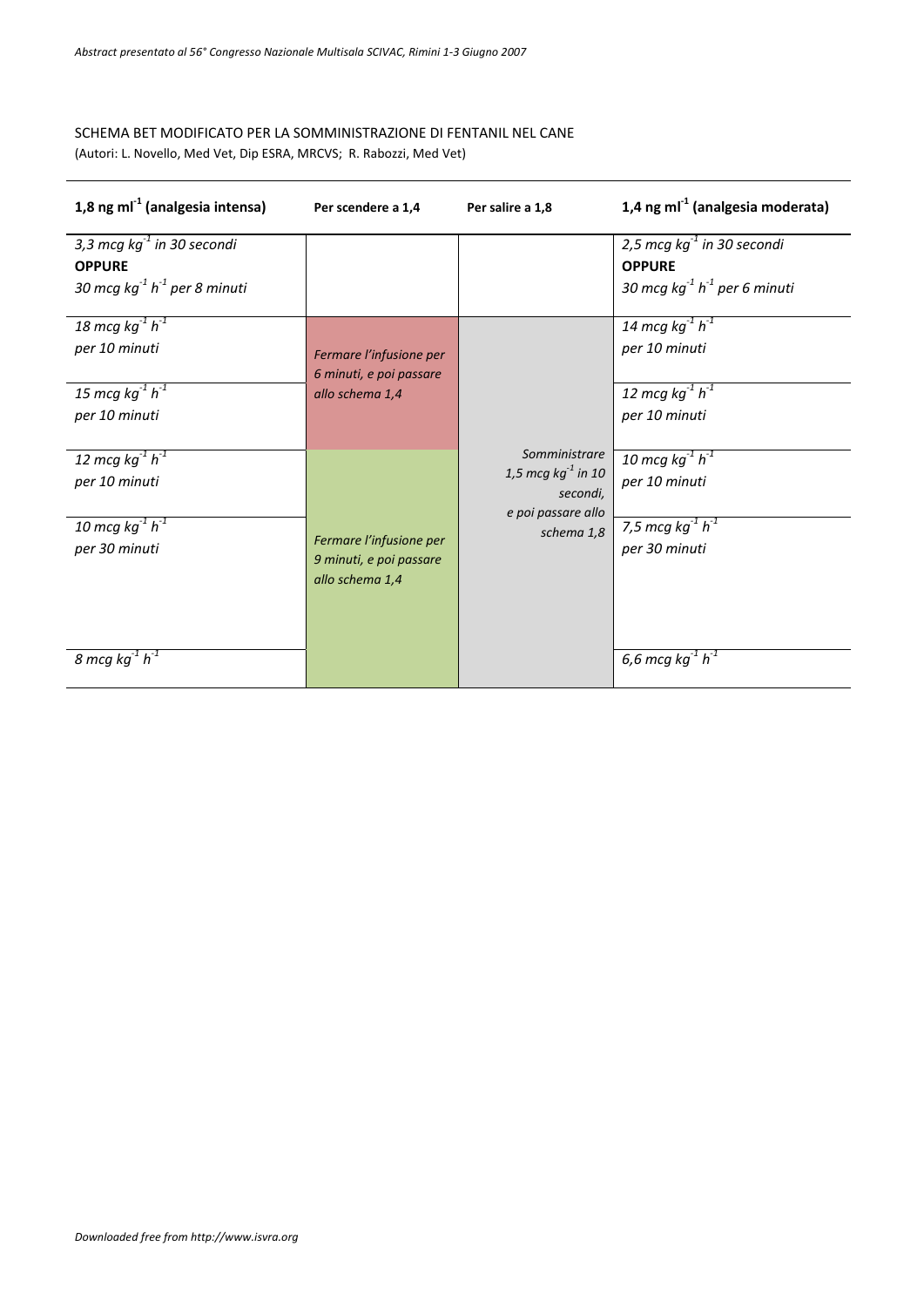SCHEMA BET MODIFICATO PER LA SOMMINISTRAZIONE DI FENTANIL NEL CANE
(Autori: L. Novello, Med Vet, Dip ESRA, MRCVS; R. Rabozzi, Med Vet)

| **1,8 ng $ml^{-1}$ (analgesia intensa)** | **Per scendere a 1,4** | **Per salire a 1,8** | **1,4 ng $ml^{-1}$ (analgesia moderata)** |
|---|---|---|---|
| *3,3 mcg $kg^{-1}$ in 30 secondi* **OPPURE** *30 mcg $kg^{-1}$ $h^{-1}$ per 8 minuti* | | | *2,5 mcg $kg^{-1}$ in 30 secondi* **OPPURE** *30 mcg $kg^{-1}$ $h^{-1}$ per 6 minuti* |
| *18 mcg $kg^{-1}$ $h^{-1}$ per 10 minuti* | *Fermare l'infusione per 6 minuti, e poi passare allo schema 1,4* | *Somministrare 1,5 mcg $kg^{-1}$ in 10 secondi, e poi passare allo schema 1,8* | *14 mcg $kg^{-1}$ $h^{-1}$ per 10 minuti* |
| *15 mcg $kg^{-1}$ $h^{-1}$ per 10 minuti* | | | *12 mcg $kg^{-1}$ $h^{-1}$ per 10 minuti* |
| *12 mcg $kg^{-1}$ $h^{-1}$ per 10 minuti* | *Fermare l'infusione per 9 minuti, e poi passare allo schema 1,4* | | *10 mcg $kg^{-1}$ $h^{-1}$ per 10 minuti* |
| *10 mcg $kg^{-1}$ $h^{-1}$ per 30 minuti* | | | *7,5 mcg $kg^{-1}$ $h^{-1}$ per 30 minuti* |
| *8 mcg $kg^{-1}$ $h^{-1}$* | | | *6,6 mcg $kg^{-1}$ $h^{-1}$* |